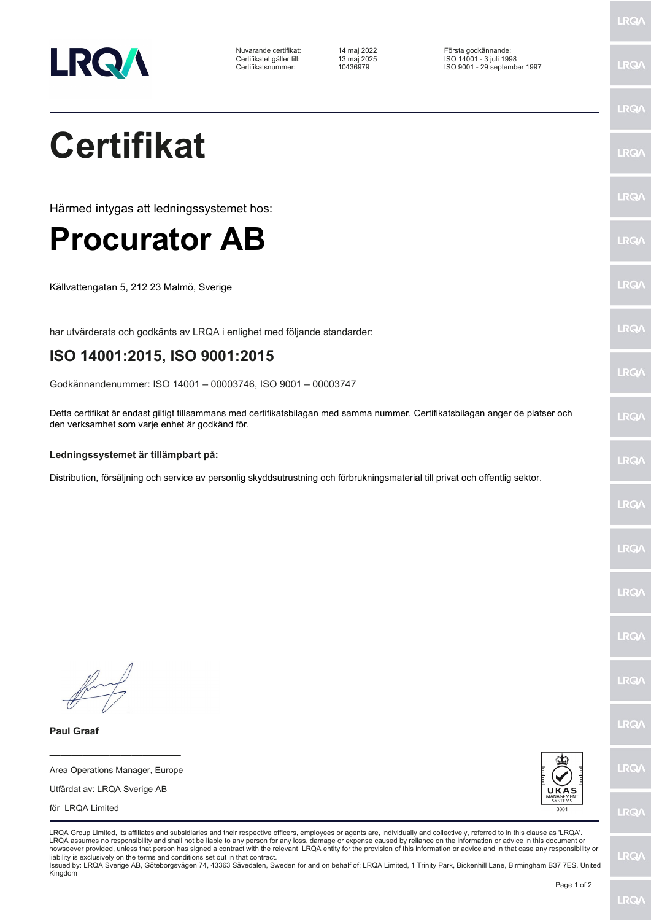| | | |
|---|---|---|
| Nuvarande certifikat: | 14 maj 2022 | Första godkännande: |
| Certifikatet gäller till: | 13 maj 2025 | ISO 14001 - 3 juli 1998 |
| Certifikatsnummer: | 10436979 | ISO 9001 - 29 september 1997 |

# Certifikat

Härmed intygas att ledningssystemet hos:

# Procurator AB

Källvattengatan 5, 212 23 Malmö, Sverige

har utvärderats och godkänts av LRQA i enlighet med följande standarder:

## ISO 14001:2015, ISO 9001:2015

Godkännandenummer: ISO 14001 – 00003746, ISO 9001 – 00003747

Detta certifikat är endast giltigt tillsammans med certifikatsbilagan med samma nummer. Certifikatsbilagan anger de platser och den verksamhet som varje enhet är godkänd för.

**Ledningssystemet är tillämpbart på:**

Distribution, försäljning och service av personlig skyddsutrustning och förbrukningsmaterial till privat och offentlig sektor.

**Paul Graaf**

Area Operations Manager, Europe

Utfärdat av: LRQA Sverige AB

för LRQA Limited

UKAS MANAGEMENT SYSTEMS 0001

LRQA Group Limited, its affiliates and subsidiaries and their respective officers, employees or agents are, individually and collectively, referred to in this clause as 'LRQA'. LRQA assumes no responsibility and shall not be liable to any person for any loss, damage or expense caused by reliance on the information or advice in this document or howsoever provided, unless that person has signed a contract with the relevant LRQA entity for the provision of this information or advice and in that case any responsibility or liability is exclusively on the terms and conditions set out in that contract.
Issued by: LRQA Sverige AB, Göteborgsvägen 74, 43363 Sävedalen, Sweden for and on behalf of: LRQA Limited, 1 Trinity Park, Bickenhill Lane, Birmingham B37 7ES, United Kingdom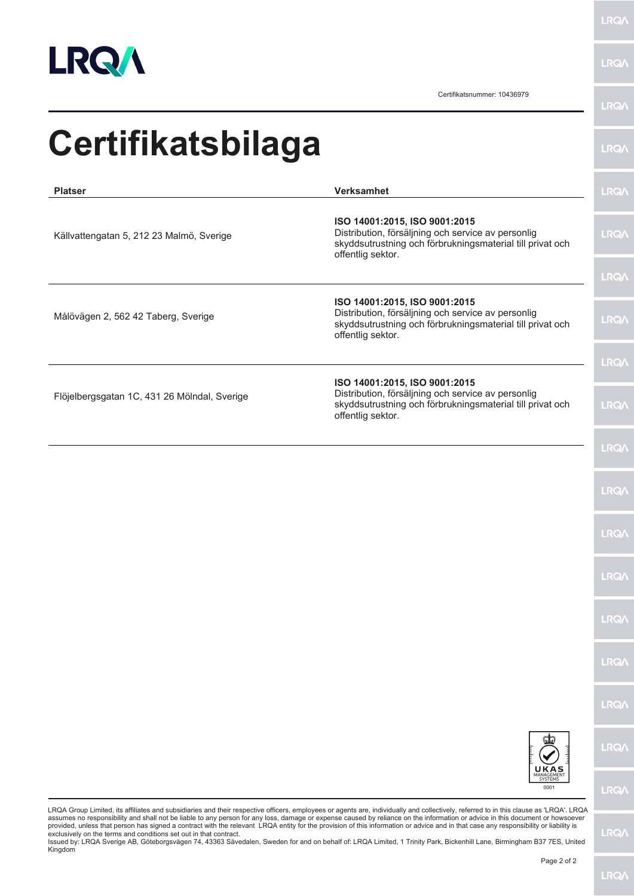Certifikatsnummer: 10436979

# Certifikatsbilaga

| Platser | Verksamhet |
| --- | --- |
| Källvattengatan 5, 212 23 Malmö, Sverige | **ISO 14001:2015, ISO 9001:2015**<br>Distribution, försäljning och service av personlig skyddsutrustning och förbrukningsmaterial till privat och offentlig sektor. |
| Målövägen 2, 562 42 Taberg, Sverige | **ISO 14001:2015, ISO 9001:2015**<br>Distribution, försäljning och service av personlig skyddsutrustning och förbrukningsmaterial till privat och offentlig sektor. |
| Flöjelbergsgatan 1C, 431 26 Mölndal, Sverige | **ISO 14001:2015, ISO 9001:2015**<br>Distribution, försäljning och service av personlig skyddsutrustning och förbrukningsmaterial till privat och offentlig sektor. |

UKAS MANAGEMENT SYSTEMS 0001

LRQA Group Limited, its affiliates and subsidiaries and their respective officers, employees or agents are, individually and collectively, referred to in this clause as 'LRQA'. LRQA assumes no responsibility and shall not be liable to any person for any loss, damage or expense caused by reliance on the information or advice in this document or howsoever provided, unless that person has signed a contract with the relevant LRQA entity for the provision of this information or advice and in that case any responsibility or liability is exclusively on the terms and conditions set out in that contract.
Issued by: LRQA Sverige AB, Göteborgsvägen 74, 43363 Sävedalen, Sweden for and on behalf of: LRQA Limited, 1 Trinity Park, Bickenhill Lane, Birmingham B37 7ES, United Kingdom